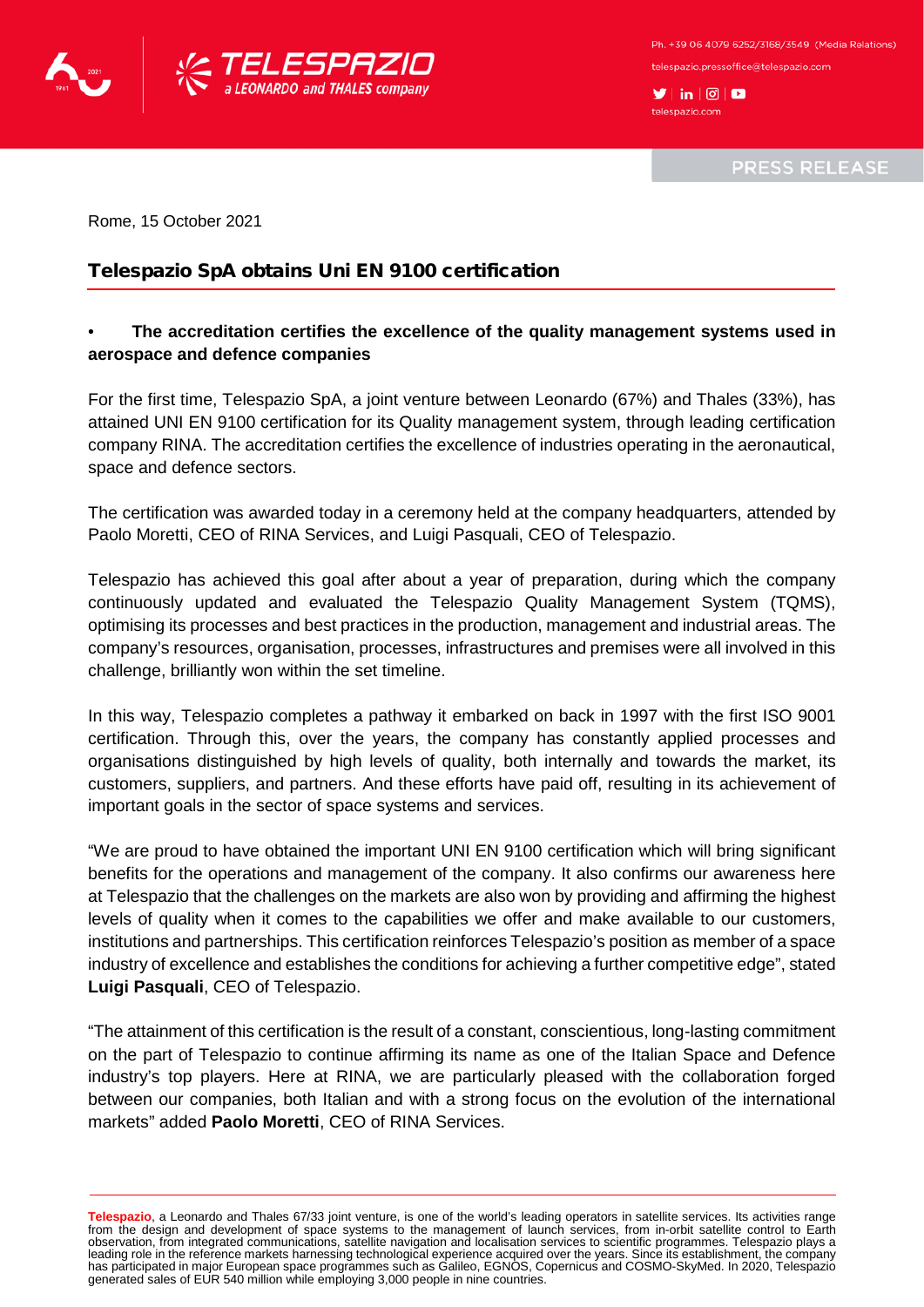Ph. +39 06 4079 6252/3168/3549 (Media Relations)

telespazio.pressoffice@telespazio.com

telespazio.com

PRESS RELEASE

Rome, 15 October 2021

## Telespazio SpA obtains Uni EN 9100 certification

- **The accreditation certifies the excellence of the quality management systems used in aerospace and defence companies**

For the first time, Telespazio SpA, a joint venture between Leonardo (67%) and Thales (33%), has attained UNI EN 9100 certification for its Quality management system, through leading certification company RINA. The accreditation certifies the excellence of industries operating in the aeronautical, space and defence sectors.

The certification was awarded today in a ceremony held at the company headquarters, attended by Paolo Moretti, CEO of RINA Services, and Luigi Pasquali, CEO of Telespazio.

Telespazio has achieved this goal after about a year of preparation, during which the company continuously updated and evaluated the Telespazio Quality Management System (TQMS), optimising its processes and best practices in the production, management and industrial areas. The company's resources, organisation, processes, infrastructures and premises were all involved in this challenge, brilliantly won within the set timeline.

In this way, Telespazio completes a pathway it embarked on back in 1997 with the first ISO 9001 certification. Through this, over the years, the company has constantly applied processes and organisations distinguished by high levels of quality, both internally and towards the market, its customers, suppliers, and partners. And these efforts have paid off, resulting in its achievement of important goals in the sector of space systems and services.

"We are proud to have obtained the important UNI EN 9100 certification which will bring significant benefits for the operations and management of the company. It also confirms our awareness here at Telespazio that the challenges on the markets are also won by providing and affirming the highest levels of quality when it comes to the capabilities we offer and make available to our customers, institutions and partnerships. This certification reinforces Telespazio's position as member of a space industry of excellence and establishes the conditions for achieving a further competitive edge", stated **Luigi Pasquali**, CEO of Telespazio.

"The attainment of this certification is the result of a constant, conscientious, long-lasting commitment on the part of Telespazio to continue affirming its name as one of the Italian Space and Defence industry's top players. Here at RINA, we are particularly pleased with the collaboration forged between our companies, both Italian and with a strong focus on the evolution of the international markets" added **Paolo Moretti**, CEO of RINA Services.

---

**Telespazio**, a Leonardo and Thales 67/33 joint venture, is one of the world's leading operators in satellite services. Its activities range from the design and development of space systems to the management of launch services, from in-orbit satellite control to Earth observation, from integrated communications, satellite navigation and localisation services to scientific programmes. Telespazio plays a leading role in the reference markets harnessing technological experience acquired over the years. Since its establishment, the company has participated in major European space programmes such as Galileo, EGNOS, Copernicus and COSMO-SkyMed. In 2020, Telespazio generated sales of EUR 540 million while employing 3,000 people in nine countries.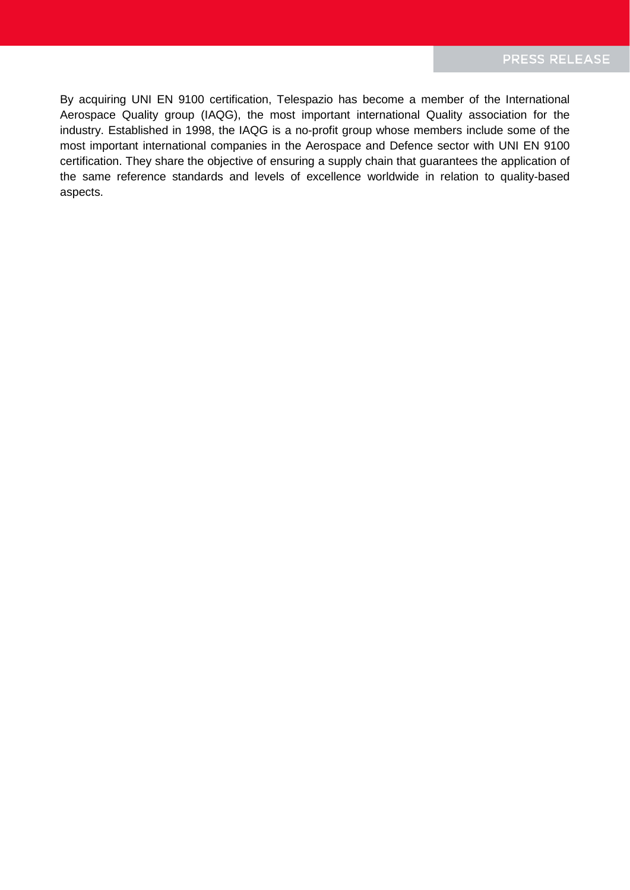By acquiring UNI EN 9100 certification, Telespazio has become a member of the International Aerospace Quality group (IAQG), the most important international Quality association for the industry. Established in 1998, the IAQG is a no-profit group whose members include some of the most important international companies in the Aerospace and Defence sector with UNI EN 9100 certification. They share the objective of ensuring a supply chain that guarantees the application of the same reference standards and levels of excellence worldwide in relation to quality-based aspects.